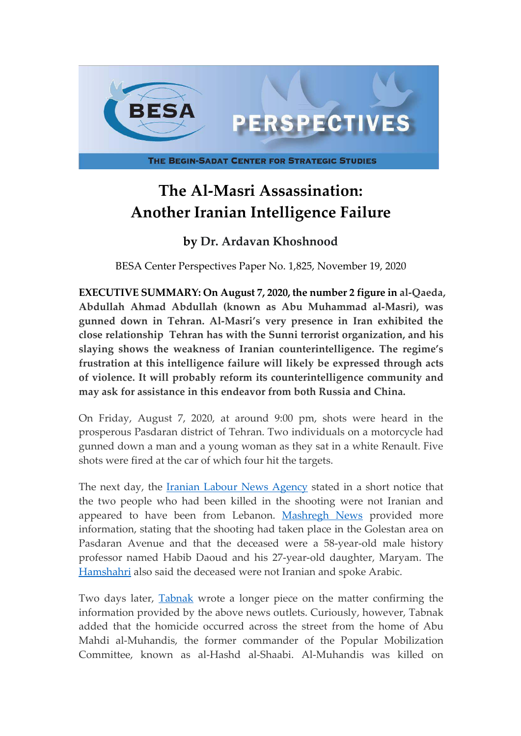# The Al-Masri Assassination: Another Iranian Intelligence Failure

### by Dr. Ardavan Khoshnood

BESA Center Perspectives Paper No. 1,825, November 19, 2020

**EXECUTIVE SUMMARY: On August 7, 2020, the number 2 figure in al-Qaeda, Abdullah Ahmad Abdullah (known as Abu Muhammad al-Masri), was gunned down in Tehran. Al-Masri's very presence in Iran exhibited the close relationship Tehran has with the Sunni terrorist organization, and his slaying shows the weakness of Iranian counterintelligence. The regime's frustration at this intelligence failure will likely be expressed through acts of violence. It will probably reform its counterintelligence community and may ask for assistance in this endeavor from both Russia and China.**

On Friday, August 7, 2020, at around 9:00 pm, shots were heard in the prosperous Pasdaran district of Tehran. Two individuals on a motorcycle had gunned down a man and a young woman as they sat in a white Renault. Five shots were fired at the car of which four hit the targets.

The next day, the Iranian Labour News Agency stated in a short notice that the two people who had been killed in the shooting were not Iranian and appeared to have been from Lebanon. Mashregh News provided more information, stating that the shooting had taken place in the Golestan area on Pasdaran Avenue and that the deceased were a 58-year-old male history professor named Habib Daoud and his 27-year-old daughter, Maryam. The Hamshahri also said the deceased were not Iranian and spoke Arabic.

Two days later, Tabnak wrote a longer piece on the matter confirming the information provided by the above news outlets. Curiously, however, Tabnak added that the homicide occurred across the street from the home of Abu Mahdi al-Muhandis, the former commander of the Popular Mobilization Committee, known as al-Hashd al-Shaabi. Al-Muhandis was killed on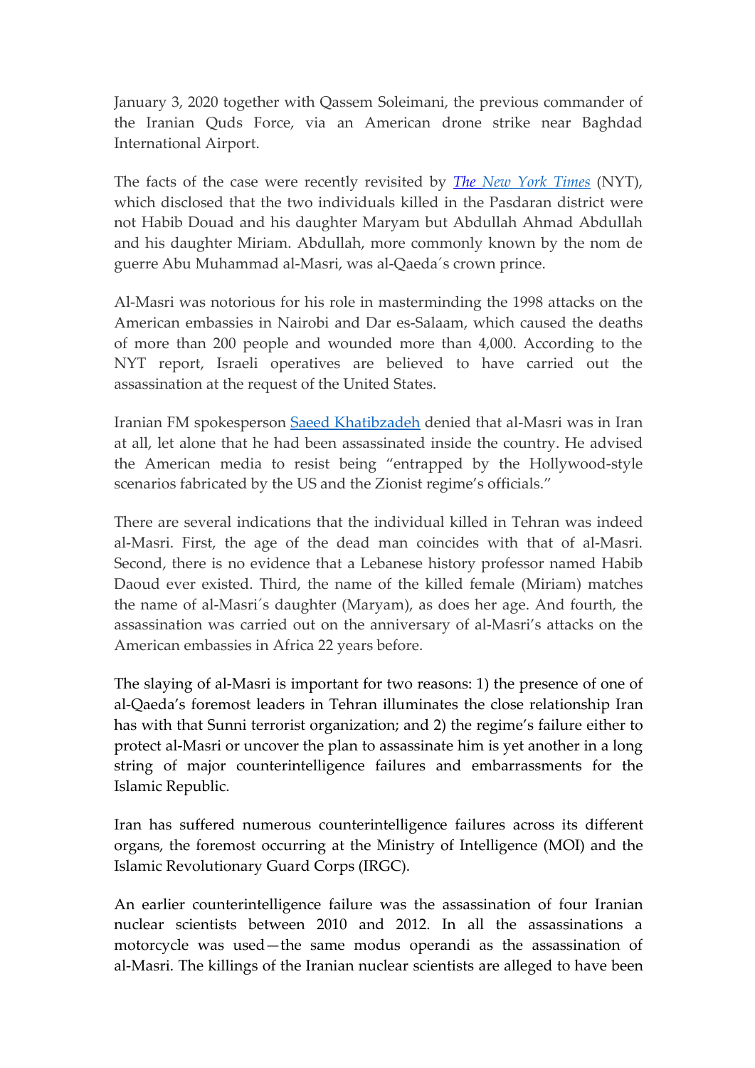January 3, 2020 together with Qassem Soleimani, the previous commander of the Iranian Quds Force, via an American drone strike near Baghdad International Airport.

The facts of the case were recently revisited by [*The New York Times*]() (NYT), which disclosed that the two individuals killed in the Pasdaran district were not Habib Douad and his daughter Maryam but Abdullah Ahmad Abdullah and his daughter Miriam. Abdullah, more commonly known by the nom de guerre Abu Muhammad al-Masri, was al-Qaeda´s crown prince.

Al-Masri was notorious for his role in masterminding the 1998 attacks on the American embassies in Nairobi and Dar es-Salaam, which caused the deaths of more than 200 people and wounded more than 4,000. According to the NYT report, Israeli operatives are believed to have carried out the assassination at the request of the United States.

Iranian FM spokesperson [Saeed Khatibzadeh]() denied that al-Masri was in Iran at all, let alone that he had been assassinated inside the country. He advised the American media to resist being "entrapped by the Hollywood-style scenarios fabricated by the US and the Zionist regime's officials."

There are several indications that the individual killed in Tehran was indeed al-Masri. First, the age of the dead man coincides with that of al-Masri. Second, there is no evidence that a Lebanese history professor named Habib Daoud ever existed. Third, the name of the killed female (Miriam) matches the name of al-Masri´s daughter (Maryam), as does her age. And fourth, the assassination was carried out on the anniversary of al-Masri's attacks on the American embassies in Africa 22 years before.

The slaying of al-Masri is important for two reasons: 1) the presence of one of al-Qaeda's foremost leaders in Tehran illuminates the close relationship Iran has with that Sunni terrorist organization; and 2) the regime's failure either to protect al-Masri or uncover the plan to assassinate him is yet another in a long string of major counterintelligence failures and embarrassments for the Islamic Republic.

Iran has suffered numerous counterintelligence failures across its different organs, the foremost occurring at the Ministry of Intelligence (MOI) and the Islamic Revolutionary Guard Corps (IRGC).

An earlier counterintelligence failure was the assassination of four Iranian nuclear scientists between 2010 and 2012. In all the assassinations a motorcycle was used—the same modus operandi as the assassination of al-Masri. The killings of the Iranian nuclear scientists are alleged to have been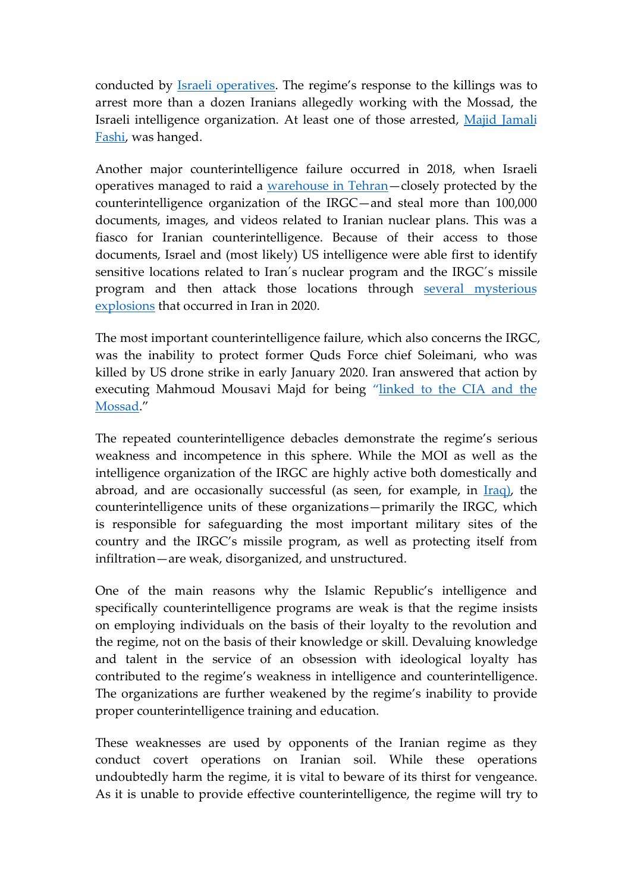conducted by Israeli operatives. The regime's response to the killings was to arrest more than a dozen Iranians allegedly working with the Mossad, the Israeli intelligence organization. At least one of those arrested, Majid Jamali Fashi, was hanged.

Another major counterintelligence failure occurred in 2018, when Israeli operatives managed to raid a warehouse in Tehran—closely protected by the counterintelligence organization of the IRGC—and steal more than 100,000 documents, images, and videos related to Iranian nuclear plans. This was a fiasco for Iranian counterintelligence. Because of their access to those documents, Israel and (most likely) US intelligence were able first to identify sensitive locations related to Iran´s nuclear program and the IRGC´s missile program and then attack those locations through several mysterious explosions that occurred in Iran in 2020.

The most important counterintelligence failure, which also concerns the IRGC, was the inability to protect former Quds Force chief Soleimani, who was killed by US drone strike in early January 2020. Iran answered that action by executing Mahmoud Mousavi Majd for being "linked to the CIA and the Mossad."

The repeated counterintelligence debacles demonstrate the regime's serious weakness and incompetence in this sphere. While the MOI as well as the intelligence organization of the IRGC are highly active both domestically and abroad, and are occasionally successful (as seen, for example, in Iraq), the counterintelligence units of these organizations—primarily the IRGC, which is responsible for safeguarding the most important military sites of the country and the IRGC's missile program, as well as protecting itself from infiltration—are weak, disorganized, and unstructured.

One of the main reasons why the Islamic Republic's intelligence and specifically counterintelligence programs are weak is that the regime insists on employing individuals on the basis of their loyalty to the revolution and the regime, not on the basis of their knowledge or skill. Devaluing knowledge and talent in the service of an obsession with ideological loyalty has contributed to the regime's weakness in intelligence and counterintelligence. The organizations are further weakened by the regime's inability to provide proper counterintelligence training and education.

These weaknesses are used by opponents of the Iranian regime as they conduct covert operations on Iranian soil. While these operations undoubtedly harm the regime, it is vital to beware of its thirst for vengeance. As it is unable to provide effective counterintelligence, the regime will try to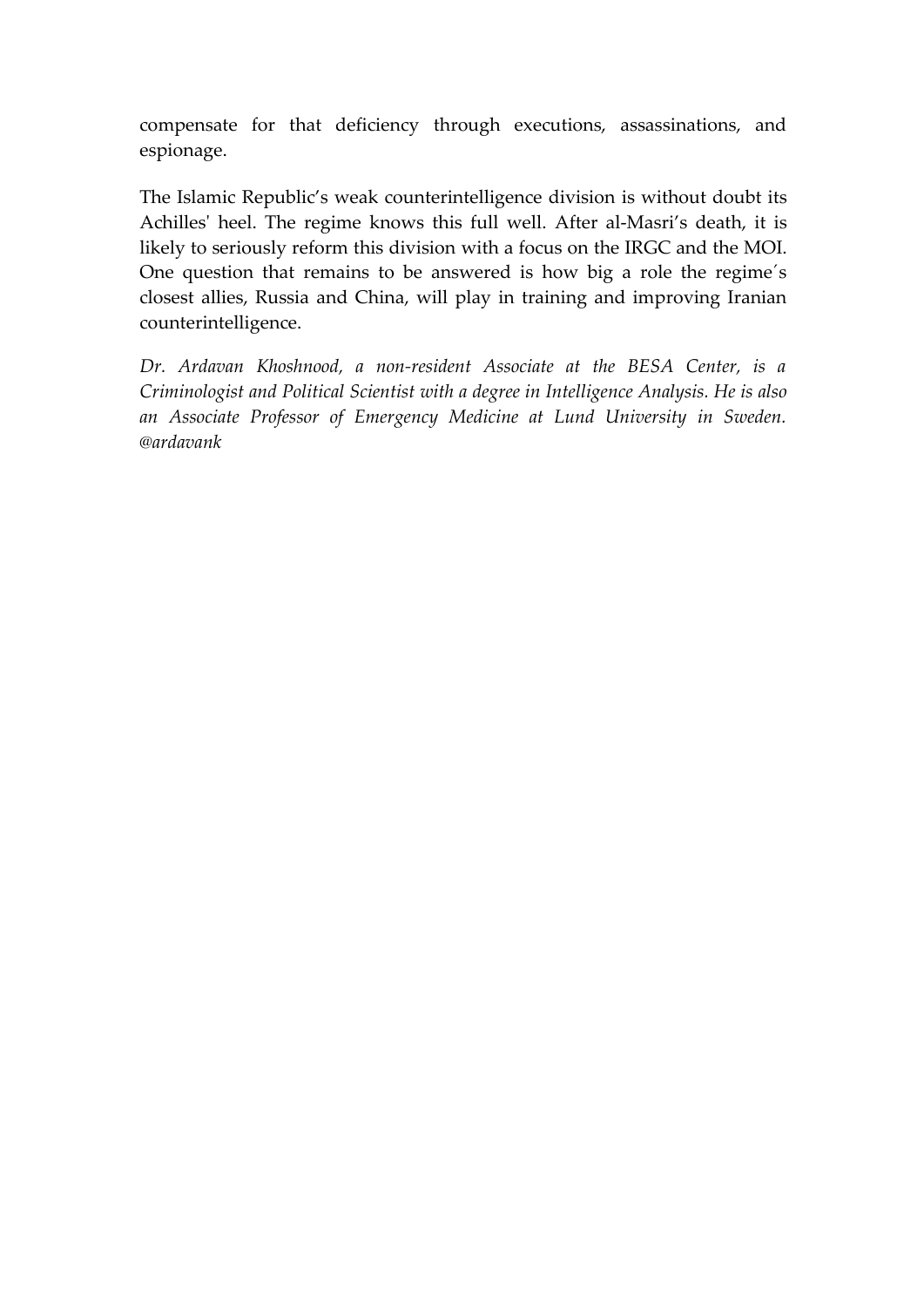compensate for that deficiency through executions, assassinations, and espionage.

The Islamic Republic's weak counterintelligence division is without doubt its Achilles' heel. The regime knows this full well. After al-Masri's death, it is likely to seriously reform this division with a focus on the IRGC and the MOI. One question that remains to be answered is how big a role the regime´s closest allies, Russia and China, will play in training and improving Iranian counterintelligence.

*Dr. Ardavan Khoshnood, a non-resident Associate at the BESA Center, is a Criminologist and Political Scientist with a degree in Intelligence Analysis. He is also an Associate Professor of Emergency Medicine at Lund University in Sweden. @ardavank*